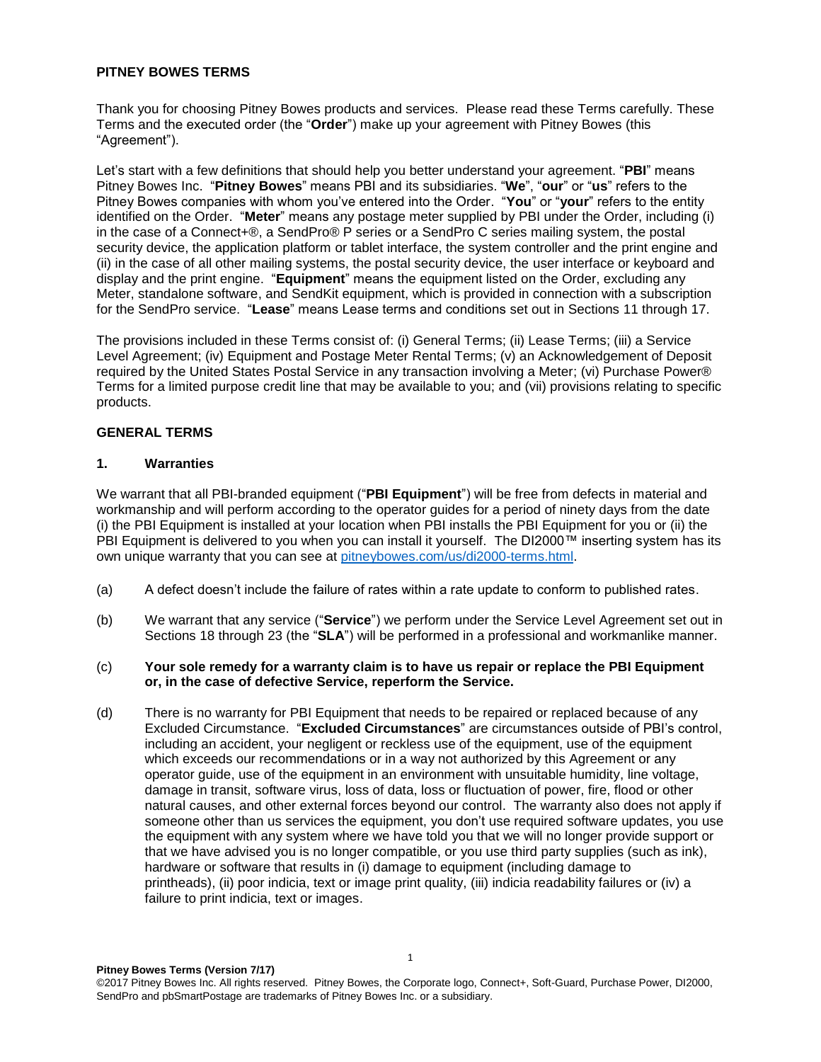# PITNEY BOWES TERMS

Thank you for choosing Pitney Bowes products and services. Please read these Terms carefully. These Terms and the executed order (the "**Order**") make up your agreement with Pitney Bowes (this "Agreement").

Let's start with a few definitions that should help you better understand your agreement. "**PBI**" means Pitney Bowes Inc. "**Pitney Bowes**" means PBI and its subsidiaries. "**We**", "**our**" or "**us**" refers to the Pitney Bowes companies with whom you've entered into the Order. "**You**" or "**your**" refers to the entity identified on the Order. "**Meter**" means any postage meter supplied by PBI under the Order, including (i) in the case of a Connect+®, a SendPro® P series or a SendPro C series mailing system, the postal security device, the application platform or tablet interface, the system controller and the print engine and (ii) in the case of all other mailing systems, the postal security device, the user interface or keyboard and display and the print engine. "**Equipment**" means the equipment listed on the Order, excluding any Meter, standalone software, and SendKit equipment, which is provided in connection with a subscription for the SendPro service. "**Lease**" means Lease terms and conditions set out in Sections 11 through 17.

The provisions included in these Terms consist of: (i) General Terms; (ii) Lease Terms; (iii) a Service Level Agreement; (iv) Equipment and Postage Meter Rental Terms; (v) an Acknowledgement of Deposit required by the United States Postal Service in any transaction involving a Meter; (vi) Purchase Power® Terms for a limited purpose credit line that may be available to you; and (vii) provisions relating to specific products.

## GENERAL TERMS

### 1. Warranties

We warrant that all PBI-branded equipment ("**PBI Equipment**") will be free from defects in material and workmanship and will perform according to the operator guides for a period of ninety days from the date (i) the PBI Equipment is installed at your location when PBI installs the PBI Equipment for you or (ii) the PBI Equipment is delivered to you when you can install it yourself. The DI2000™ inserting system has its own unique warranty that you can see at [pitneybowes.com/us/di2000-terms.html](pitneybowes.com/us/di2000-terms.html).

(a) A defect doesn't include the failure of rates within a rate update to conform to published rates.

(b) We warrant that any service ("**Service**") we perform under the Service Level Agreement set out in Sections 18 through 23 (the "**SLA**") will be performed in a professional and workmanlike manner.

(c) **Your sole remedy for a warranty claim is to have us repair or replace the PBI Equipment or, in the case of defective Service, reperform the Service.**

(d) There is no warranty for PBI Equipment that needs to be repaired or replaced because of any Excluded Circumstance. "**Excluded Circumstances**" are circumstances outside of PBI's control, including an accident, your negligent or reckless use of the equipment, use of the equipment which exceeds our recommendations or in a way not authorized by this Agreement or any operator guide, use of the equipment in an environment with unsuitable humidity, line voltage, damage in transit, software virus, loss of data, loss or fluctuation of power, fire, flood or other natural causes, and other external forces beyond our control. The warranty also does not apply if someone other than us services the equipment, you don't use required software updates, you use the equipment with any system where we have told you that we will no longer provide support or that we have advised you is no longer compatible, or you use third party supplies (such as ink), hardware or software that results in (i) damage to equipment (including damage to printheads), (ii) poor indicia, text or image print quality, (iii) indicia readability failures or (iv) a failure to print indicia, text or images.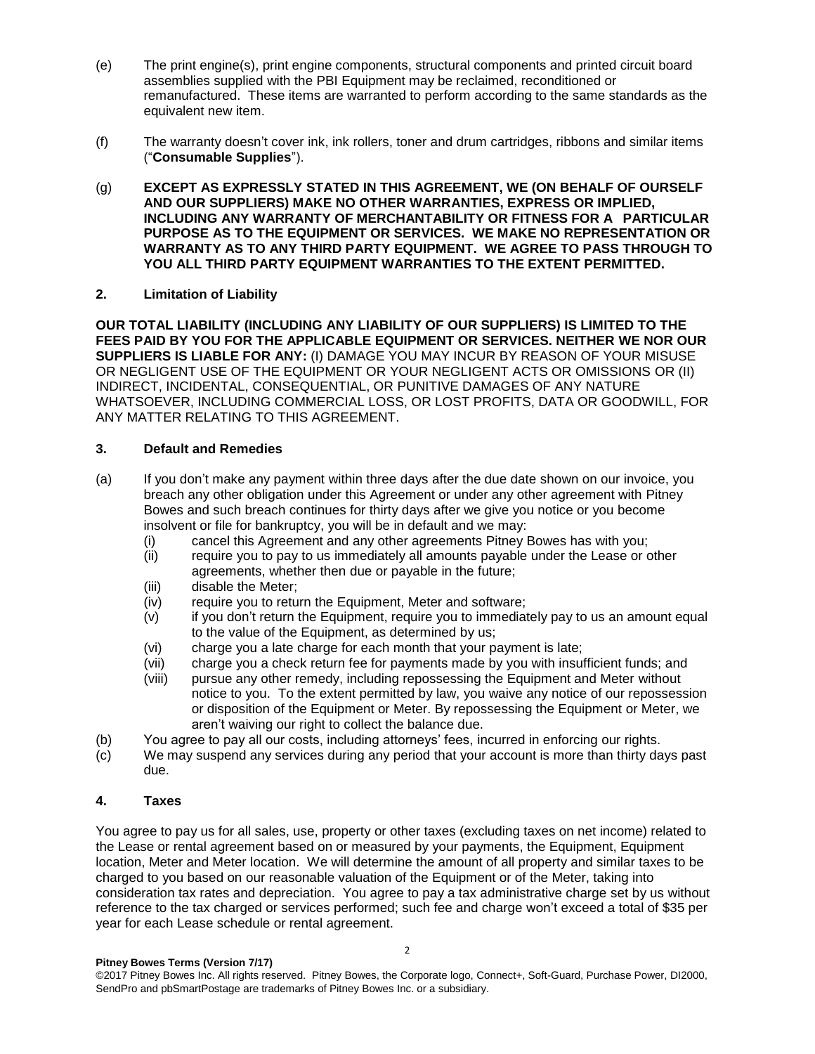(e) The print engine(s), print engine components, structural components and printed circuit board assemblies supplied with the PBI Equipment may be reclaimed, reconditioned or remanufactured. These items are warranted to perform according to the same standards as the equivalent new item.

(f) The warranty doesn't cover ink, ink rollers, toner and drum cartridges, ribbons and similar items ("**Consumable Supplies**").

(g) **EXCEPT AS EXPRESSLY STATED IN THIS AGREEMENT, WE (ON BEHALF OF OURSELF AND OUR SUPPLIERS) MAKE NO OTHER WARRANTIES, EXPRESS OR IMPLIED, INCLUDING ANY WARRANTY OF MERCHANTABILITY OR FITNESS FOR A PARTICULAR PURPOSE AS TO THE EQUIPMENT OR SERVICES. WE MAKE NO REPRESENTATION OR WARRANTY AS TO ANY THIRD PARTY EQUIPMENT. WE AGREE TO PASS THROUGH TO YOU ALL THIRD PARTY EQUIPMENT WARRANTIES TO THE EXTENT PERMITTED.**

## 2. Limitation of Liability

**OUR TOTAL LIABILITY (INCLUDING ANY LIABILITY OF OUR SUPPLIERS) IS LIMITED TO THE FEES PAID BY YOU FOR THE APPLICABLE EQUIPMENT OR SERVICES. NEITHER WE NOR OUR SUPPLIERS IS LIABLE FOR ANY:** (I) DAMAGE YOU MAY INCUR BY REASON OF YOUR MISUSE OR NEGLIGENT USE OF THE EQUIPMENT OR YOUR NEGLIGENT ACTS OR OMISSIONS OR (II) INDIRECT, INCIDENTAL, CONSEQUENTIAL, OR PUNITIVE DAMAGES OF ANY NATURE WHATSOEVER, INCLUDING COMMERCIAL LOSS, OR LOST PROFITS, DATA OR GOODWILL, FOR ANY MATTER RELATING TO THIS AGREEMENT.

## 3. Default and Remedies

(a) If you don't make any payment within three days after the due date shown on our invoice, you breach any other obligation under this Agreement or under any other agreement with Pitney Bowes and such breach continues for thirty days after we give you notice or you become insolvent or file for bankruptcy, you will be in default and we may:
   - (i) cancel this Agreement and any other agreements Pitney Bowes has with you;
   - (ii) require you to pay to us immediately all amounts payable under the Lease or other agreements, whether then due or payable in the future;
   - (iii) disable the Meter;
   - (iv) require you to return the Equipment, Meter and software;
   - (v) if you don't return the Equipment, require you to immediately pay to us an amount equal to the value of the Equipment, as determined by us;
   - (vi) charge you a late charge for each month that your payment is late;
   - (vii) charge you a check return fee for payments made by you with insufficient funds; and
   - (viii) pursue any other remedy, including repossessing the Equipment and Meter without notice to you. To the extent permitted by law, you waive any notice of our repossession or disposition of the Equipment or Meter. By repossessing the Equipment or Meter, we aren't waiving our right to collect the balance due.

(b) You agree to pay all our costs, including attorneys' fees, incurred in enforcing our rights.

(c) We may suspend any services during any period that your account is more than thirty days past due.

## 4. Taxes

You agree to pay us for all sales, use, property or other taxes (excluding taxes on net income) related to the Lease or rental agreement based on or measured by your payments, the Equipment, Equipment location, Meter and Meter location. We will determine the amount of all property and similar taxes to be charged to you based on our reasonable valuation of the Equipment or of the Meter, taking into consideration tax rates and depreciation. You agree to pay a tax administrative charge set by us without reference to the tax charged or services performed; such fee and charge won't exceed a total of $35 per year for each Lease schedule or rental agreement.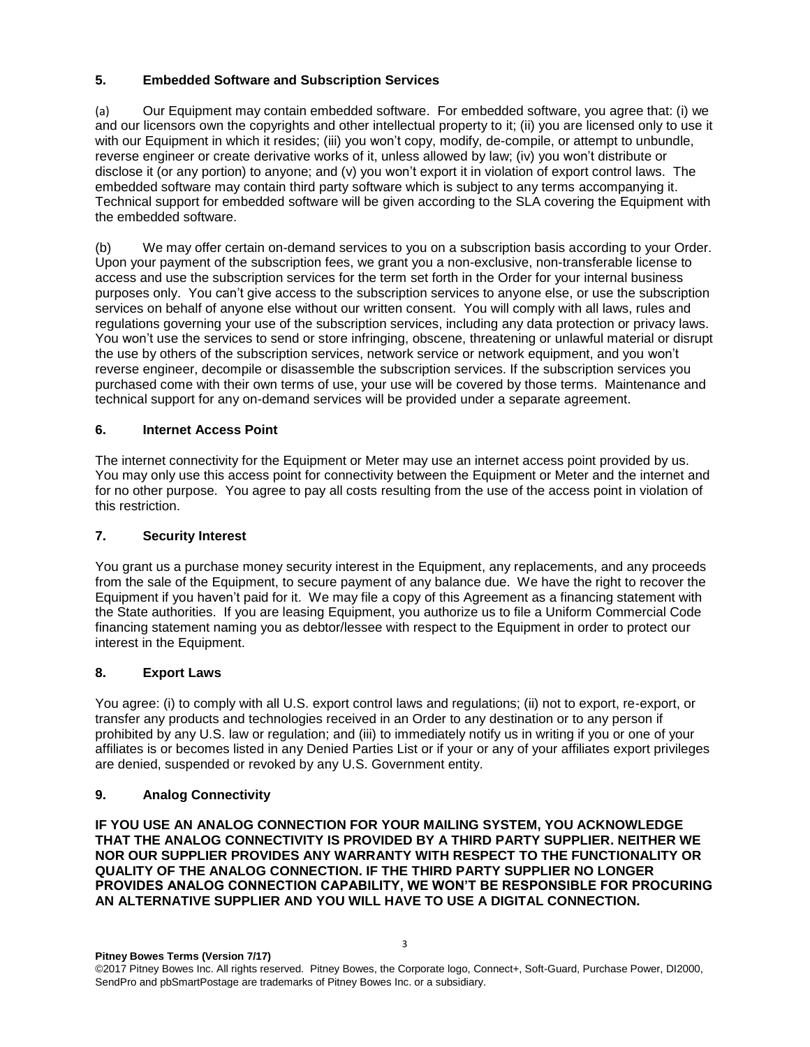### 5. Embedded Software and Subscription Services

(a) Our Equipment may contain embedded software. For embedded software, you agree that: (i) we and our licensors own the copyrights and other intellectual property to it; (ii) you are licensed only to use it with our Equipment in which it resides; (iii) you won't copy, modify, de-compile, or attempt to unbundle, reverse engineer or create derivative works of it, unless allowed by law; (iv) you won't distribute or disclose it (or any portion) to anyone; and (v) you won't export it in violation of export control laws. The embedded software may contain third party software which is subject to any terms accompanying it. Technical support for embedded software will be given according to the SLA covering the Equipment with the embedded software.

(b) We may offer certain on-demand services to you on a subscription basis according to your Order. Upon your payment of the subscription fees, we grant you a non-exclusive, non-transferable license to access and use the subscription services for the term set forth in the Order for your internal business purposes only. You can't give access to the subscription services to anyone else, or use the subscription services on behalf of anyone else without our written consent. You will comply with all laws, rules and regulations governing your use of the subscription services, including any data protection or privacy laws. You won't use the services to send or store infringing, obscene, threatening or unlawful material or disrupt the use by others of the subscription services, network service or network equipment, and you won't reverse engineer, decompile or disassemble the subscription services. If the subscription services you purchased come with their own terms of use, your use will be covered by those terms. Maintenance and technical support for any on-demand services will be provided under a separate agreement.

### 6. Internet Access Point

The internet connectivity for the Equipment or Meter may use an internet access point provided by us. You may only use this access point for connectivity between the Equipment or Meter and the internet and for no other purpose. You agree to pay all costs resulting from the use of the access point in violation of this restriction.

### 7. Security Interest

You grant us a purchase money security interest in the Equipment, any replacements, and any proceeds from the sale of the Equipment, to secure payment of any balance due. We have the right to recover the Equipment if you haven't paid for it. We may file a copy of this Agreement as a financing statement with the State authorities. If you are leasing Equipment, you authorize us to file a Uniform Commercial Code financing statement naming you as debtor/lessee with respect to the Equipment in order to protect our interest in the Equipment.

### 8. Export Laws

You agree: (i) to comply with all U.S. export control laws and regulations; (ii) not to export, re-export, or transfer any products and technologies received in an Order to any destination or to any person if prohibited by any U.S. law or regulation; and (iii) to immediately notify us in writing if you or one of your affiliates is or becomes listed in any Denied Parties List or if your or any of your affiliates export privileges are denied, suspended or revoked by any U.S. Government entity.

### 9. Analog Connectivity

**IF YOU USE AN ANALOG CONNECTION FOR YOUR MAILING SYSTEM, YOU ACKNOWLEDGE THAT THE ANALOG CONNECTIVITY IS PROVIDED BY A THIRD PARTY SUPPLIER. NEITHER WE NOR OUR SUPPLIER PROVIDES ANY WARRANTY WITH RESPECT TO THE FUNCTIONALITY OR QUALITY OF THE ANALOG CONNECTION. IF THE THIRD PARTY SUPPLIER NO LONGER PROVIDES ANALOG CONNECTION CAPABILITY, WE WON'T BE RESPONSIBLE FOR PROCURING AN ALTERNATIVE SUPPLIER AND YOU WILL HAVE TO USE A DIGITAL CONNECTION.**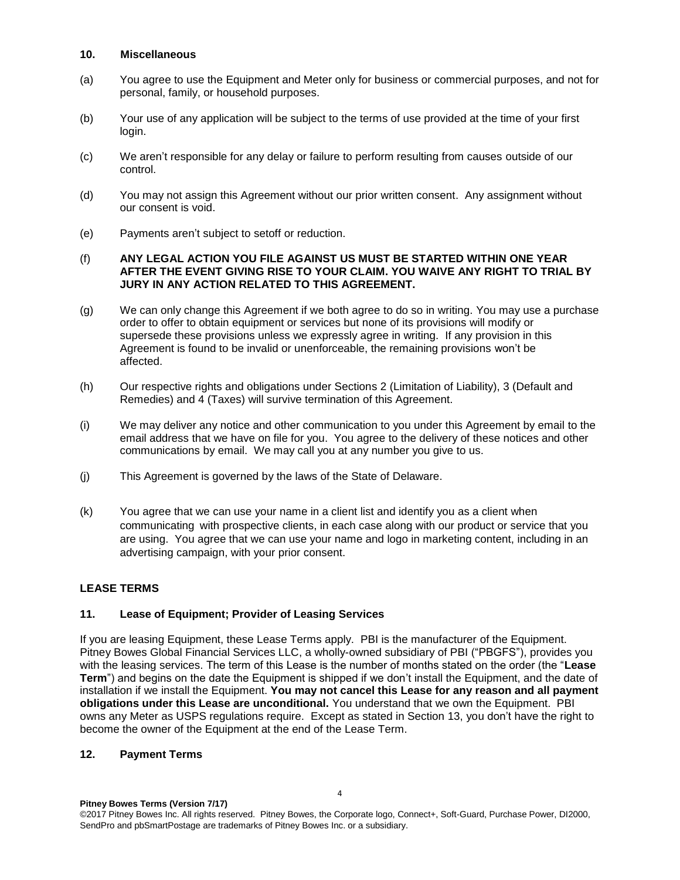## 10. Miscellaneous

(a) You agree to use the Equipment and Meter only for business or commercial purposes, and not for personal, family, or household purposes.

(b) Your use of any application will be subject to the terms of use provided at the time of your first login.

(c) We aren't responsible for any delay or failure to perform resulting from causes outside of our control.

(d) You may not assign this Agreement without our prior written consent. Any assignment without our consent is void.

(e) Payments aren't subject to setoff or reduction.

(f) **ANY LEGAL ACTION YOU FILE AGAINST US MUST BE STARTED WITHIN ONE YEAR AFTER THE EVENT GIVING RISE TO YOUR CLAIM. YOU WAIVE ANY RIGHT TO TRIAL BY JURY IN ANY ACTION RELATED TO THIS AGREEMENT.**

(g) We can only change this Agreement if we both agree to do so in writing. You may use a purchase order to offer to obtain equipment or services but none of its provisions will modify or supersede these provisions unless we expressly agree in writing. If any provision in this Agreement is found to be invalid or unenforceable, the remaining provisions won't be affected.

(h) Our respective rights and obligations under Sections 2 (Limitation of Liability), 3 (Default and Remedies) and 4 (Taxes) will survive termination of this Agreement.

(i) We may deliver any notice and other communication to you under this Agreement by email to the email address that we have on file for you. You agree to the delivery of these notices and other communications by email. We may call you at any number you give to us.

(j) This Agreement is governed by the laws of the State of Delaware.

(k) You agree that we can use your name in a client list and identify you as a client when communicating with prospective clients, in each case along with our product or service that you are using. You agree that we can use your name and logo in marketing content, including in an advertising campaign, with your prior consent.

# LEASE TERMS

## 11. Lease of Equipment; Provider of Leasing Services

If you are leasing Equipment, these Lease Terms apply. PBI is the manufacturer of the Equipment. Pitney Bowes Global Financial Services LLC, a wholly-owned subsidiary of PBI ("PBGFS"), provides you with the leasing services. The term of this Lease is the number of months stated on the order (the "**Lease Term**") and begins on the date the Equipment is shipped if we don't install the Equipment, and the date of installation if we install the Equipment. **You may not cancel this Lease for any reason and all payment obligations under this Lease are unconditional.** You understand that we own the Equipment. PBI owns any Meter as USPS regulations require. Except as stated in Section 13, you don't have the right to become the owner of the Equipment at the end of the Lease Term.

## 12. Payment Terms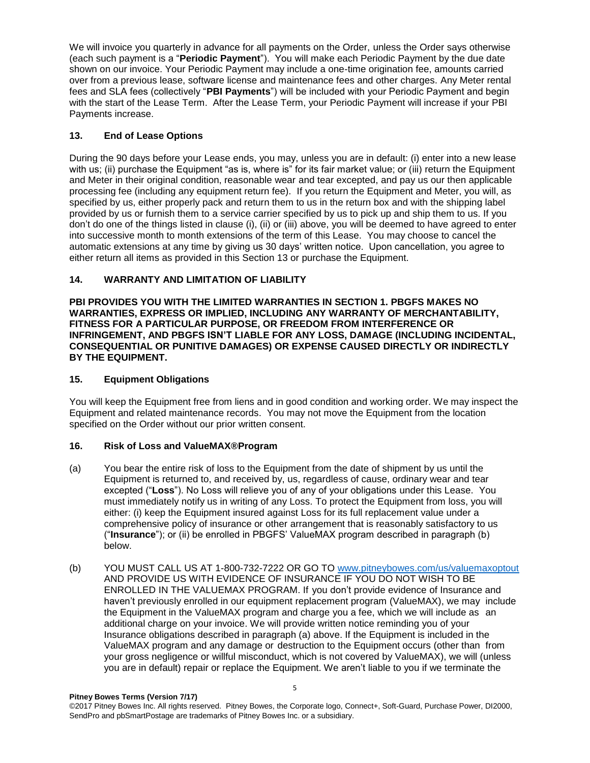We will invoice you quarterly in advance for all payments on the Order, unless the Order says otherwise (each such payment is a "**Periodic Payment**"). You will make each Periodic Payment by the due date shown on our invoice. Your Periodic Payment may include a one-time origination fee, amounts carried over from a previous lease, software license and maintenance fees and other charges. Any Meter rental fees and SLA fees (collectively "**PBI Payments**") will be included with your Periodic Payment and begin with the start of the Lease Term. After the Lease Term, your Periodic Payment will increase if your PBI Payments increase.

### 13. End of Lease Options

During the 90 days before your Lease ends, you may, unless you are in default: (i) enter into a new lease with us; (ii) purchase the Equipment "as is, where is" for its fair market value; or (iii) return the Equipment and Meter in their original condition, reasonable wear and tear excepted, and pay us our then applicable processing fee (including any equipment return fee). If you return the Equipment and Meter, you will, as specified by us, either properly pack and return them to us in the return box and with the shipping label provided by us or furnish them to a service carrier specified by us to pick up and ship them to us. If you don't do one of the things listed in clause (i), (ii) or (iii) above, you will be deemed to have agreed to enter into successive month to month extensions of the term of this Lease. You may choose to cancel the automatic extensions at any time by giving us 30 days' written notice. Upon cancellation, you agree to either return all items as provided in this Section 13 or purchase the Equipment.

### 14. WARRANTY AND LIMITATION OF LIABILITY

**PBI PROVIDES YOU WITH THE LIMITED WARRANTIES IN SECTION 1. PBGFS MAKES NO WARRANTIES, EXPRESS OR IMPLIED, INCLUDING ANY WARRANTY OF MERCHANTABILITY, FITNESS FOR A PARTICULAR PURPOSE, OR FREEDOM FROM INTERFERENCE OR INFRINGEMENT, AND PBGFS ISN'T LIABLE FOR ANY LOSS, DAMAGE (INCLUDING INCIDENTAL, CONSEQUENTIAL OR PUNITIVE DAMAGES) OR EXPENSE CAUSED DIRECTLY OR INDIRECTLY BY THE EQUIPMENT.**

### 15. Equipment Obligations

You will keep the Equipment free from liens and in good condition and working order. We may inspect the Equipment and related maintenance records. You may not move the Equipment from the location specified on the Order without our prior written consent.

### 16. Risk of Loss and ValueMAX®Program

(a) You bear the entire risk of loss to the Equipment from the date of shipment by us until the Equipment is returned to, and received by, us, regardless of cause, ordinary wear and tear excepted ("**Loss**"). No Loss will relieve you of any of your obligations under this Lease. You must immediately notify us in writing of any Loss. To protect the Equipment from loss, you will either: (i) keep the Equipment insured against Loss for its full replacement value under a comprehensive policy of insurance or other arrangement that is reasonably satisfactory to us ("**Insurance**"); or (ii) be enrolled in PBGFS' ValueMAX program described in paragraph (b) below.

(b) YOU MUST CALL US AT 1-800-732-7222 OR GO TO www.pitneybowes.com/us/valuemaxoptout AND PROVIDE US WITH EVIDENCE OF INSURANCE IF YOU DO NOT WISH TO BE ENROLLED IN THE VALUEMAX PROGRAM. If you don't provide evidence of Insurance and haven't previously enrolled in our equipment replacement program (ValueMAX), we may include the Equipment in the ValueMAX program and charge you a fee, which we will include as an additional charge on your invoice. We will provide written notice reminding you of your Insurance obligations described in paragraph (a) above. If the Equipment is included in the ValueMAX program and any damage or destruction to the Equipment occurs (other than from your gross negligence or willful misconduct, which is not covered by ValueMAX), we will (unless you are in default) repair or replace the Equipment. We aren't liable to you if we terminate the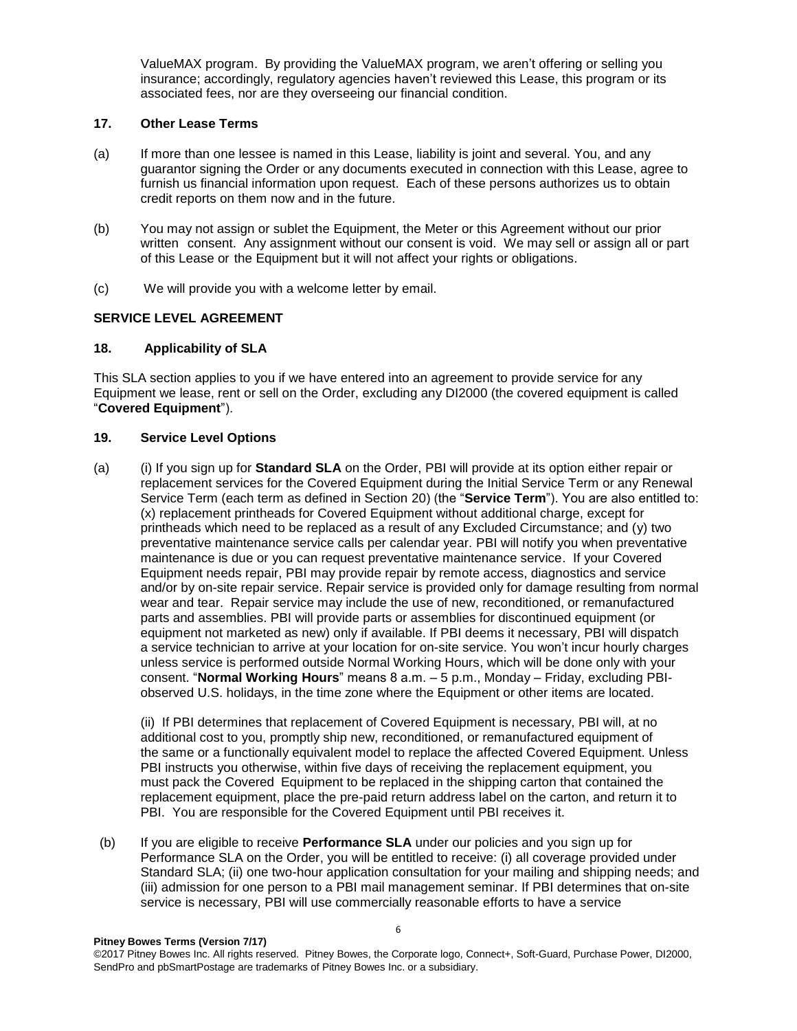ValueMAX program. By providing the ValueMAX program, we aren't offering or selling you insurance; accordingly, regulatory agencies haven't reviewed this Lease, this program or its associated fees, nor are they overseeing our financial condition.

### 17. Other Lease Terms

(a) If more than one lessee is named in this Lease, liability is joint and several. You, and any guarantor signing the Order or any documents executed in connection with this Lease, agree to furnish us financial information upon request. Each of these persons authorizes us to obtain credit reports on them now and in the future.

(b) You may not assign or sublet the Equipment, the Meter or this Agreement without our prior written consent. Any assignment without our consent is void. We may sell or assign all or part of this Lease or the Equipment but it will not affect your rights or obligations.

(c) We will provide you with a welcome letter by email.

## SERVICE LEVEL AGREEMENT

### 18. Applicability of SLA

This SLA section applies to you if we have entered into an agreement to provide service for any Equipment we lease, rent or sell on the Order, excluding any DI2000 (the covered equipment is called "**Covered Equipment**").

### 19. Service Level Options

(a) (i) If you sign up for **Standard SLA** on the Order, PBI will provide at its option either repair or replacement services for the Covered Equipment during the Initial Service Term or any Renewal Service Term (each term as defined in Section 20) (the "**Service Term**"). You are also entitled to: (x) replacement printheads for Covered Equipment without additional charge, except for printheads which need to be replaced as a result of any Excluded Circumstance; and (y) two preventative maintenance service calls per calendar year. PBI will notify you when preventative maintenance is due or you can request preventative maintenance service. If your Covered Equipment needs repair, PBI may provide repair by remote access, diagnostics and service and/or by on-site repair service. Repair service is provided only for damage resulting from normal wear and tear. Repair service may include the use of new, reconditioned, or remanufactured parts and assemblies. PBI will provide parts or assemblies for discontinued equipment (or equipment not marketed as new) only if available. If PBI deems it necessary, PBI will dispatch a service technician to arrive at your location for on-site service. You won't incur hourly charges unless service is performed outside Normal Working Hours, which will be done only with your consent. "**Normal Working Hours**" means 8 a.m. – 5 p.m., Monday – Friday, excluding PBI-observed U.S. holidays, in the time zone where the Equipment or other items are located.

(ii) If PBI determines that replacement of Covered Equipment is necessary, PBI will, at no additional cost to you, promptly ship new, reconditioned, or remanufactured equipment of the same or a functionally equivalent model to replace the affected Covered Equipment. Unless PBI instructs you otherwise, within five days of receiving the replacement equipment, you must pack the Covered Equipment to be replaced in the shipping carton that contained the replacement equipment, place the pre-paid return address label on the carton, and return it to PBI. You are responsible for the Covered Equipment until PBI receives it.

(b) If you are eligible to receive **Performance SLA** under our policies and you sign up for Performance SLA on the Order, you will be entitled to receive: (i) all coverage provided under Standard SLA; (ii) one two-hour application consultation for your mailing and shipping needs; and (iii) admission for one person to a PBI mail management seminar. If PBI determines that on-site service is necessary, PBI will use commercially reasonable efforts to have a service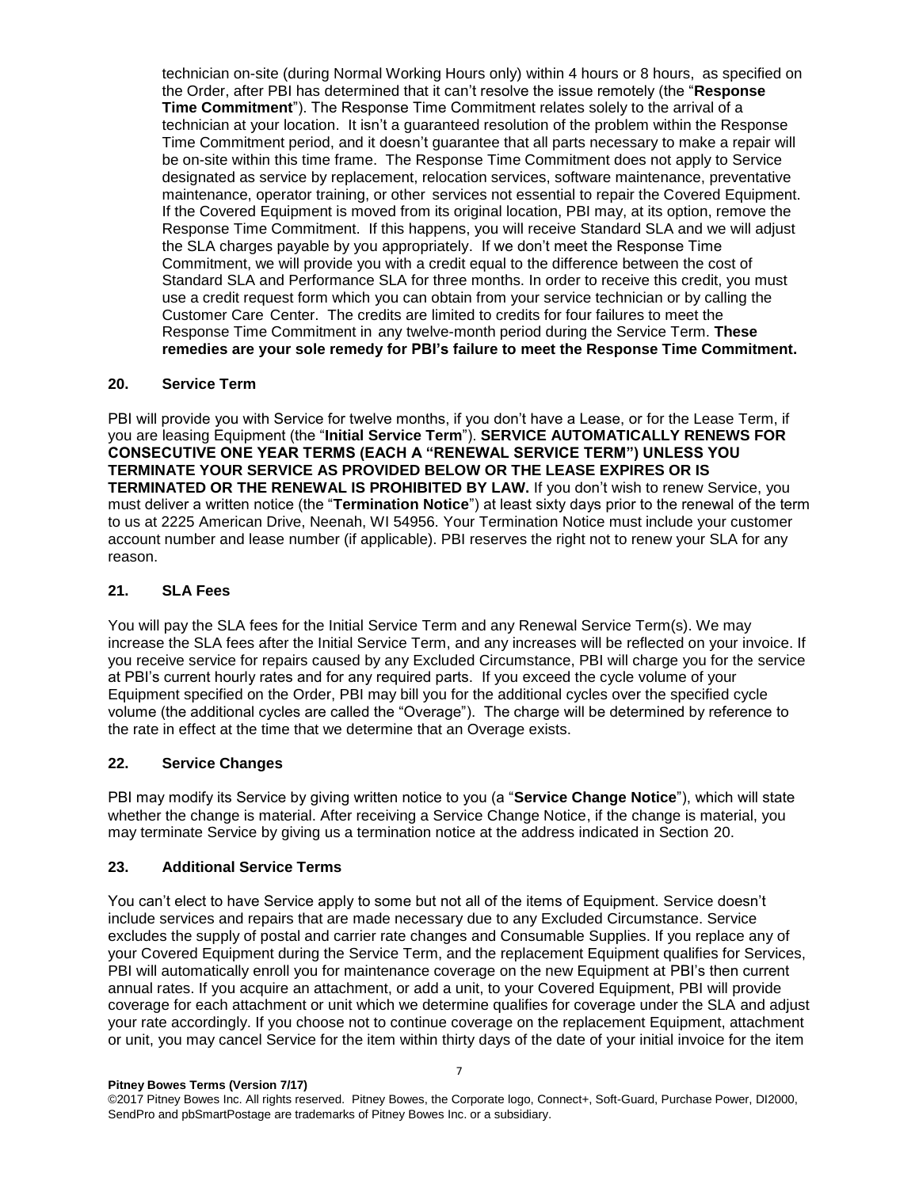technician on-site (during Normal Working Hours only) within 4 hours or 8 hours, as specified on the Order, after PBI has determined that it can't resolve the issue remotely (the "**Response Time Commitment**"). The Response Time Commitment relates solely to the arrival of a technician at your location. It isn't a guaranteed resolution of the problem within the Response Time Commitment period, and it doesn't guarantee that all parts necessary to make a repair will be on-site within this time frame. The Response Time Commitment does not apply to Service designated as service by replacement, relocation services, software maintenance, preventative maintenance, operator training, or other services not essential to repair the Covered Equipment. If the Covered Equipment is moved from its original location, PBI may, at its option, remove the Response Time Commitment. If this happens, you will receive Standard SLA and we will adjust the SLA charges payable by you appropriately. If we don't meet the Response Time Commitment, we will provide you with a credit equal to the difference between the cost of Standard SLA and Performance SLA for three months. In order to receive this credit, you must use a credit request form which you can obtain from your service technician or by calling the Customer Care Center. The credits are limited to credits for four failures to meet the Response Time Commitment in any twelve-month period during the Service Term. **These remedies are your sole remedy for PBI's failure to meet the Response Time Commitment.**

## 20. Service Term

PBI will provide you with Service for twelve months, if you don't have a Lease, or for the Lease Term, if you are leasing Equipment (the "**Initial Service Term**"). **SERVICE AUTOMATICALLY RENEWS FOR CONSECUTIVE ONE YEAR TERMS (EACH A "RENEWAL SERVICE TERM") UNLESS YOU TERMINATE YOUR SERVICE AS PROVIDED BELOW OR THE LEASE EXPIRES OR IS TERMINATED OR THE RENEWAL IS PROHIBITED BY LAW.** If you don't wish to renew Service, you must deliver a written notice (the "**Termination Notice**") at least sixty days prior to the renewal of the term to us at 2225 American Drive, Neenah, WI 54956. Your Termination Notice must include your customer account number and lease number (if applicable). PBI reserves the right not to renew your SLA for any reason.

## 21. SLA Fees

You will pay the SLA fees for the Initial Service Term and any Renewal Service Term(s). We may increase the SLA fees after the Initial Service Term, and any increases will be reflected on your invoice. If you receive service for repairs caused by any Excluded Circumstance, PBI will charge you for the service at PBI's current hourly rates and for any required parts. If you exceed the cycle volume of your Equipment specified on the Order, PBI may bill you for the additional cycles over the specified cycle volume (the additional cycles are called the "Overage"). The charge will be determined by reference to the rate in effect at the time that we determine that an Overage exists.

## 22. Service Changes

PBI may modify its Service by giving written notice to you (a "**Service Change Notice**"), which will state whether the change is material. After receiving a Service Change Notice, if the change is material, you may terminate Service by giving us a termination notice at the address indicated in Section 20.

## 23. Additional Service Terms

You can't elect to have Service apply to some but not all of the items of Equipment. Service doesn't include services and repairs that are made necessary due to any Excluded Circumstance. Service excludes the supply of postal and carrier rate changes and Consumable Supplies. If you replace any of your Covered Equipment during the Service Term, and the replacement Equipment qualifies for Services, PBI will automatically enroll you for maintenance coverage on the new Equipment at PBI's then current annual rates. If you acquire an attachment, or add a unit, to your Covered Equipment, PBI will provide coverage for each attachment or unit which we determine qualifies for coverage under the SLA and adjust your rate accordingly. If you choose not to continue coverage on the replacement Equipment, attachment or unit, you may cancel Service for the item within thirty days of the date of your initial invoice for the item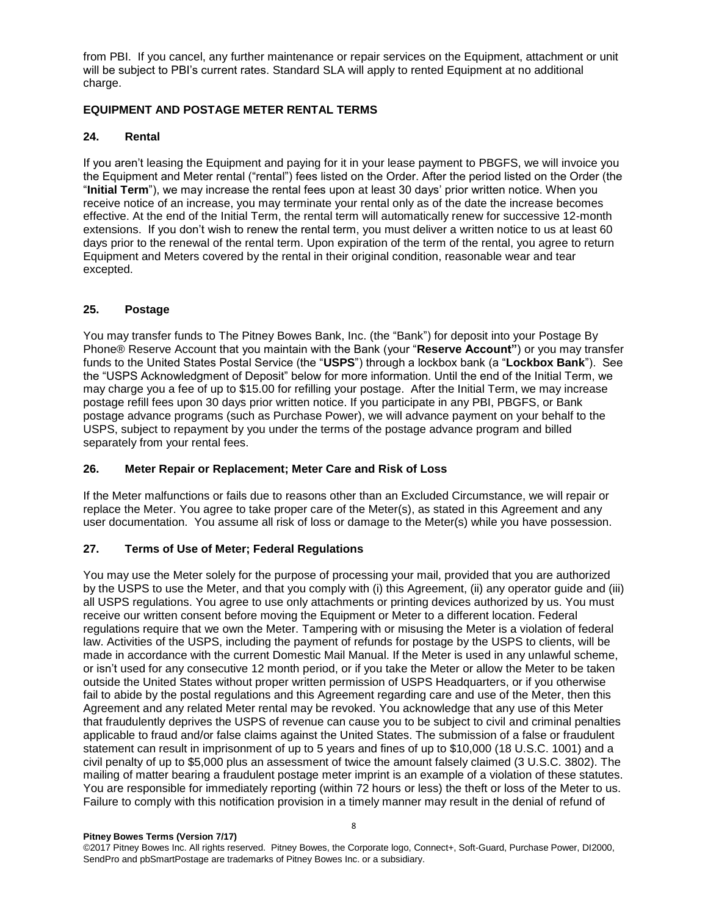from PBI. If you cancel, any further maintenance or repair services on the Equipment, attachment or unit will be subject to PBI's current rates. Standard SLA will apply to rented Equipment at no additional charge.

## EQUIPMENT AND POSTAGE METER RENTAL TERMS

### 24. Rental

If you aren't leasing the Equipment and paying for it in your lease payment to PBGFS, we will invoice you the Equipment and Meter rental ("rental") fees listed on the Order. After the period listed on the Order (the "**Initial Term**"), we may increase the rental fees upon at least 30 days' prior written notice. When you receive notice of an increase, you may terminate your rental only as of the date the increase becomes effective. At the end of the Initial Term, the rental term will automatically renew for successive 12-month extensions. If you don't wish to renew the rental term, you must deliver a written notice to us at least 60 days prior to the renewal of the rental term. Upon expiration of the term of the rental, you agree to return Equipment and Meters covered by the rental in their original condition, reasonable wear and tear excepted.

### 25. Postage

You may transfer funds to The Pitney Bowes Bank, Inc. (the "Bank") for deposit into your Postage By Phone® Reserve Account that you maintain with the Bank (your "**Reserve Account"**) or you may transfer funds to the United States Postal Service (the "**USPS**") through a lockbox bank (a "**Lockbox Bank**"). See the "USPS Acknowledgment of Deposit" below for more information. Until the end of the Initial Term, we may charge you a fee of up to $15.00 for refilling your postage. After the Initial Term, we may increase postage refill fees upon 30 days prior written notice. If you participate in any PBI, PBGFS, or Bank postage advance programs (such as Purchase Power), we will advance payment on your behalf to the USPS, subject to repayment by you under the terms of the postage advance program and billed separately from your rental fees.

### 26. Meter Repair or Replacement; Meter Care and Risk of Loss

If the Meter malfunctions or fails due to reasons other than an Excluded Circumstance, we will repair or replace the Meter. You agree to take proper care of the Meter(s), as stated in this Agreement and any user documentation. You assume all risk of loss or damage to the Meter(s) while you have possession.

### 27. Terms of Use of Meter; Federal Regulations

You may use the Meter solely for the purpose of processing your mail, provided that you are authorized by the USPS to use the Meter, and that you comply with (i) this Agreement, (ii) any operator guide and (iii) all USPS regulations. You agree to use only attachments or printing devices authorized by us. You must receive our written consent before moving the Equipment or Meter to a different location. Federal regulations require that we own the Meter. Tampering with or misusing the Meter is a violation of federal law. Activities of the USPS, including the payment of refunds for postage by the USPS to clients, will be made in accordance with the current Domestic Mail Manual. If the Meter is used in any unlawful scheme, or isn't used for any consecutive 12 month period, or if you take the Meter or allow the Meter to be taken outside the United States without proper written permission of USPS Headquarters, or if you otherwise fail to abide by the postal regulations and this Agreement regarding care and use of the Meter, then this Agreement and any related Meter rental may be revoked. You acknowledge that any use of this Meter that fraudulently deprives the USPS of revenue can cause you to be subject to civil and criminal penalties applicable to fraud and/or false claims against the United States. The submission of a false or fraudulent statement can result in imprisonment of up to 5 years and fines of up to $10,000 (18 U.S.C. 1001) and a civil penalty of up to $5,000 plus an assessment of twice the amount falsely claimed (3 U.S.C. 3802). The mailing of matter bearing a fraudulent postage meter imprint is an example of a violation of these statutes. You are responsible for immediately reporting (within 72 hours or less) the theft or loss of the Meter to us. Failure to comply with this notification provision in a timely manner may result in the denial of refund of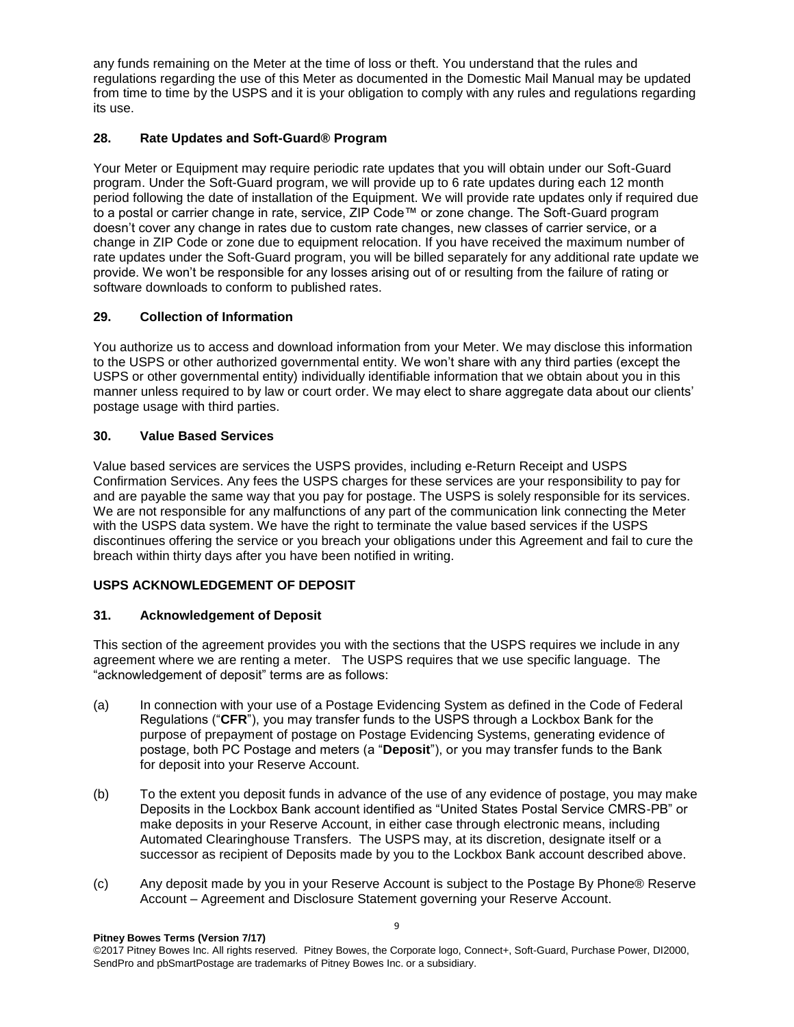any funds remaining on the Meter at the time of loss or theft. You understand that the rules and regulations regarding the use of this Meter as documented in the Domestic Mail Manual may be updated from time to time by the USPS and it is your obligation to comply with any rules and regulations regarding its use.

### 28. Rate Updates and Soft-Guard® Program

Your Meter or Equipment may require periodic rate updates that you will obtain under our Soft-Guard program. Under the Soft-Guard program, we will provide up to 6 rate updates during each 12 month period following the date of installation of the Equipment. We will provide rate updates only if required due to a postal or carrier change in rate, service, ZIP Code™ or zone change. The Soft-Guard program doesn't cover any change in rates due to custom rate changes, new classes of carrier service, or a change in ZIP Code or zone due to equipment relocation. If you have received the maximum number of rate updates under the Soft-Guard program, you will be billed separately for any additional rate update we provide. We won't be responsible for any losses arising out of or resulting from the failure of rating or software downloads to conform to published rates.

### 29. Collection of Information

You authorize us to access and download information from your Meter. We may disclose this information to the USPS or other authorized governmental entity. We won't share with any third parties (except the USPS or other governmental entity) individually identifiable information that we obtain about you in this manner unless required to by law or court order. We may elect to share aggregate data about our clients' postage usage with third parties.

### 30. Value Based Services

Value based services are services the USPS provides, including e-Return Receipt and USPS Confirmation Services. Any fees the USPS charges for these services are your responsibility to pay for and are payable the same way that you pay for postage. The USPS is solely responsible for its services. We are not responsible for any malfunctions of any part of the communication link connecting the Meter with the USPS data system. We have the right to terminate the value based services if the USPS discontinues offering the service or you breach your obligations under this Agreement and fail to cure the breach within thirty days after you have been notified in writing.

## USPS ACKNOWLEDGEMENT OF DEPOSIT

### 31. Acknowledgement of Deposit

This section of the agreement provides you with the sections that the USPS requires we include in any agreement where we are renting a meter. The USPS requires that we use specific language. The "acknowledgement of deposit" terms are as follows:

(a) In connection with your use of a Postage Evidencing System as defined in the Code of Federal Regulations ("**CFR**"), you may transfer funds to the USPS through a Lockbox Bank for the purpose of prepayment of postage on Postage Evidencing Systems, generating evidence of postage, both PC Postage and meters (a "**Deposit**"), or you may transfer funds to the Bank for deposit into your Reserve Account.

(b) To the extent you deposit funds in advance of the use of any evidence of postage, you may make Deposits in the Lockbox Bank account identified as "United States Postal Service CMRS-PB" or make deposits in your Reserve Account, in either case through electronic means, including Automated Clearinghouse Transfers. The USPS may, at its discretion, designate itself or a successor as recipient of Deposits made by you to the Lockbox Bank account described above.

(c) Any deposit made by you in your Reserve Account is subject to the Postage By Phone® Reserve Account – Agreement and Disclosure Statement governing your Reserve Account.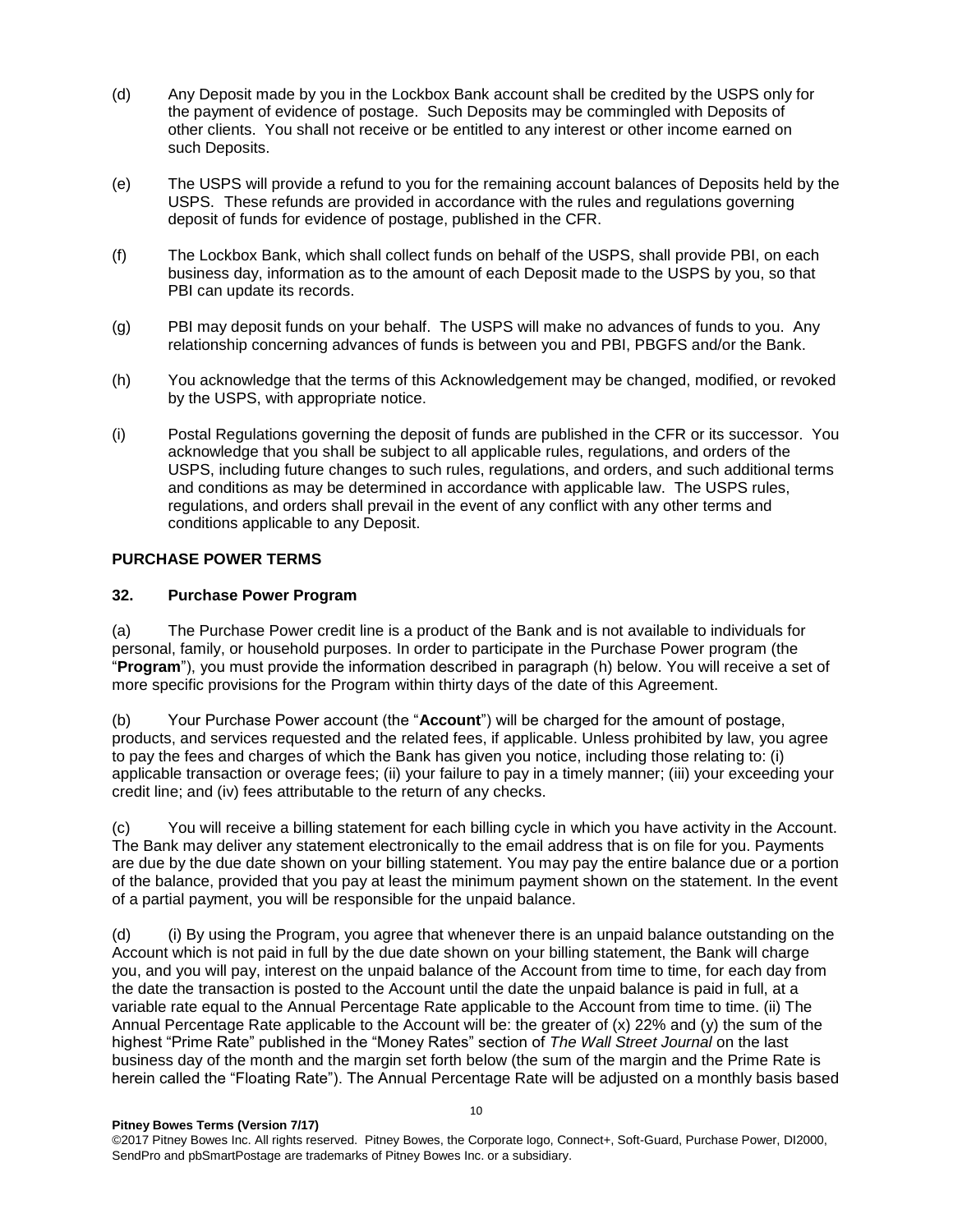(d) Any Deposit made by you in the Lockbox Bank account shall be credited by the USPS only for the payment of evidence of postage. Such Deposits may be commingled with Deposits of other clients. You shall not receive or be entitled to any interest or other income earned on such Deposits.

(e) The USPS will provide a refund to you for the remaining account balances of Deposits held by the USPS. These refunds are provided in accordance with the rules and regulations governing deposit of funds for evidence of postage, published in the CFR.

(f) The Lockbox Bank, which shall collect funds on behalf of the USPS, shall provide PBI, on each business day, information as to the amount of each Deposit made to the USPS by you, so that PBI can update its records.

(g) PBI may deposit funds on your behalf. The USPS will make no advances of funds to you. Any relationship concerning advances of funds is between you and PBI, PBGFS and/or the Bank.

(h) You acknowledge that the terms of this Acknowledgement may be changed, modified, or revoked by the USPS, with appropriate notice.

(i) Postal Regulations governing the deposit of funds are published in the CFR or its successor. You acknowledge that you shall be subject to all applicable rules, regulations, and orders of the USPS, including future changes to such rules, regulations, and orders, and such additional terms and conditions as may be determined in accordance with applicable law. The USPS rules, regulations, and orders shall prevail in the event of any conflict with any other terms and conditions applicable to any Deposit.

## PURCHASE POWER TERMS

### 32. Purchase Power Program

(a) The Purchase Power credit line is a product of the Bank and is not available to individuals for personal, family, or household purposes. In order to participate in the Purchase Power program (the "**Program**"), you must provide the information described in paragraph (h) below. You will receive a set of more specific provisions for the Program within thirty days of the date of this Agreement.

(b) Your Purchase Power account (the "**Account**") will be charged for the amount of postage, products, and services requested and the related fees, if applicable. Unless prohibited by law, you agree to pay the fees and charges of which the Bank has given you notice, including those relating to: (i) applicable transaction or overage fees; (ii) your failure to pay in a timely manner; (iii) your exceeding your credit line; and (iv) fees attributable to the return of any checks.

(c) You will receive a billing statement for each billing cycle in which you have activity in the Account. The Bank may deliver any statement electronically to the email address that is on file for you. Payments are due by the due date shown on your billing statement. You may pay the entire balance due or a portion of the balance, provided that you pay at least the minimum payment shown on the statement. In the event of a partial payment, you will be responsible for the unpaid balance.

(d) (i) By using the Program, you agree that whenever there is an unpaid balance outstanding on the Account which is not paid in full by the due date shown on your billing statement, the Bank will charge you, and you will pay, interest on the unpaid balance of the Account from time to time, for each day from the date the transaction is posted to the Account until the date the unpaid balance is paid in full, at a variable rate equal to the Annual Percentage Rate applicable to the Account from time to time. (ii) The Annual Percentage Rate applicable to the Account will be: the greater of (x) 22% and (y) the sum of the highest "Prime Rate" published in the "Money Rates" section of *The Wall Street Journal* on the last business day of the month and the margin set forth below (the sum of the margin and the Prime Rate is herein called the "Floating Rate"). The Annual Percentage Rate will be adjusted on a monthly basis based

**Pitney Bowes Terms (Version 7/17)**
©2017 Pitney Bowes Inc. All rights reserved. Pitney Bowes, the Corporate logo, Connect+, Soft-Guard, Purchase Power, DI2000, SendPro and pbSmartPostage are trademarks of Pitney Bowes Inc. or a subsidiary.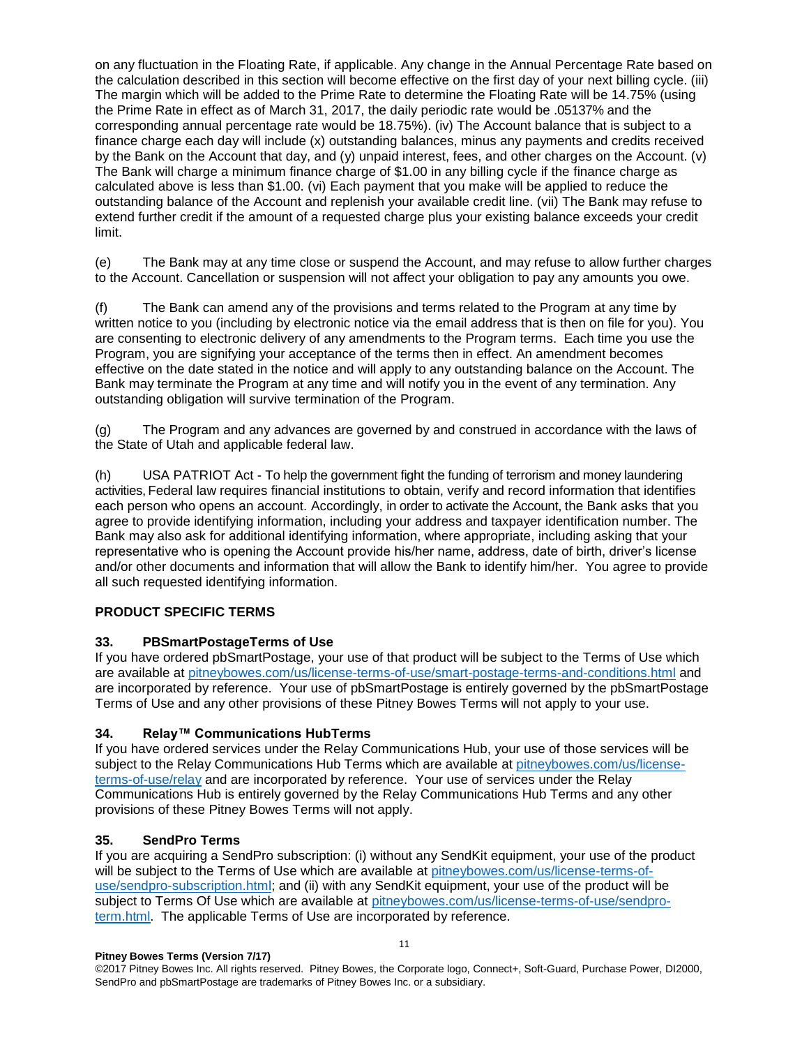on any fluctuation in the Floating Rate, if applicable. Any change in the Annual Percentage Rate based on the calculation described in this section will become effective on the first day of your next billing cycle. (iii) The margin which will be added to the Prime Rate to determine the Floating Rate will be 14.75% (using the Prime Rate in effect as of March 31, 2017, the daily periodic rate would be .05137% and the corresponding annual percentage rate would be 18.75%). (iv) The Account balance that is subject to a finance charge each day will include (x) outstanding balances, minus any payments and credits received by the Bank on the Account that day, and (y) unpaid interest, fees, and other charges on the Account. (v) The Bank will charge a minimum finance charge of $1.00 in any billing cycle if the finance charge as calculated above is less than $1.00. (vi) Each payment that you make will be applied to reduce the outstanding balance of the Account and replenish your available credit line. (vii) The Bank may refuse to extend further credit if the amount of a requested charge plus your existing balance exceeds your credit limit.

(e) The Bank may at any time close or suspend the Account, and may refuse to allow further charges to the Account. Cancellation or suspension will not affect your obligation to pay any amounts you owe.

(f) The Bank can amend any of the provisions and terms related to the Program at any time by written notice to you (including by electronic notice via the email address that is then on file for you). You are consenting to electronic delivery of any amendments to the Program terms. Each time you use the Program, you are signifying your acceptance of the terms then in effect. An amendment becomes effective on the date stated in the notice and will apply to any outstanding balance on the Account. The Bank may terminate the Program at any time and will notify you in the event of any termination. Any outstanding obligation will survive termination of the Program.

(g) The Program and any advances are governed by and construed in accordance with the laws of the State of Utah and applicable federal law.

(h) USA PATRIOT Act - To help the government fight the funding of terrorism and money laundering activities, Federal law requires financial institutions to obtain, verify and record information that identifies each person who opens an account. Accordingly, in order to activate the Account, the Bank asks that you agree to provide identifying information, including your address and taxpayer identification number. The Bank may also ask for additional identifying information, where appropriate, including asking that your representative who is opening the Account provide his/her name, address, date of birth, driver's license and/or other documents and information that will allow the Bank to identify him/her. You agree to provide all such requested identifying information.

**PRODUCT SPECIFIC TERMS**

**33. PBSmartPostageTerms of Use**

If you have ordered pbSmartPostage, your use of that product will be subject to the Terms of Use which are available at pitneybowes.com/us/license-terms-of-use/smart-postage-terms-and-conditions.html and are incorporated by reference. Your use of pbSmartPostage is entirely governed by the pbSmartPostage Terms of Use and any other provisions of these Pitney Bowes Terms will not apply to your use.

**34. Relay™ Communications HubTerms**

If you have ordered services under the Relay Communications Hub, your use of those services will be subject to the Relay Communications Hub Terms which are available at pitneybowes.com/us/license-terms-of-use/relay and are incorporated by reference. Your use of services under the Relay Communications Hub is entirely governed by the Relay Communications Hub Terms and any other provisions of these Pitney Bowes Terms will not apply.

**35. SendPro Terms**

If you are acquiring a SendPro subscription: (i) without any SendKit equipment, your use of the product will be subject to the Terms of Use which are available at pitneybowes.com/us/license-terms-of-use/sendpro-subscription.html; and (ii) with any SendKit equipment, your use of the product will be subject to Terms Of Use which are available at pitneybowes.com/us/license-terms-of-use/sendpro-term.html. The applicable Terms of Use are incorporated by reference.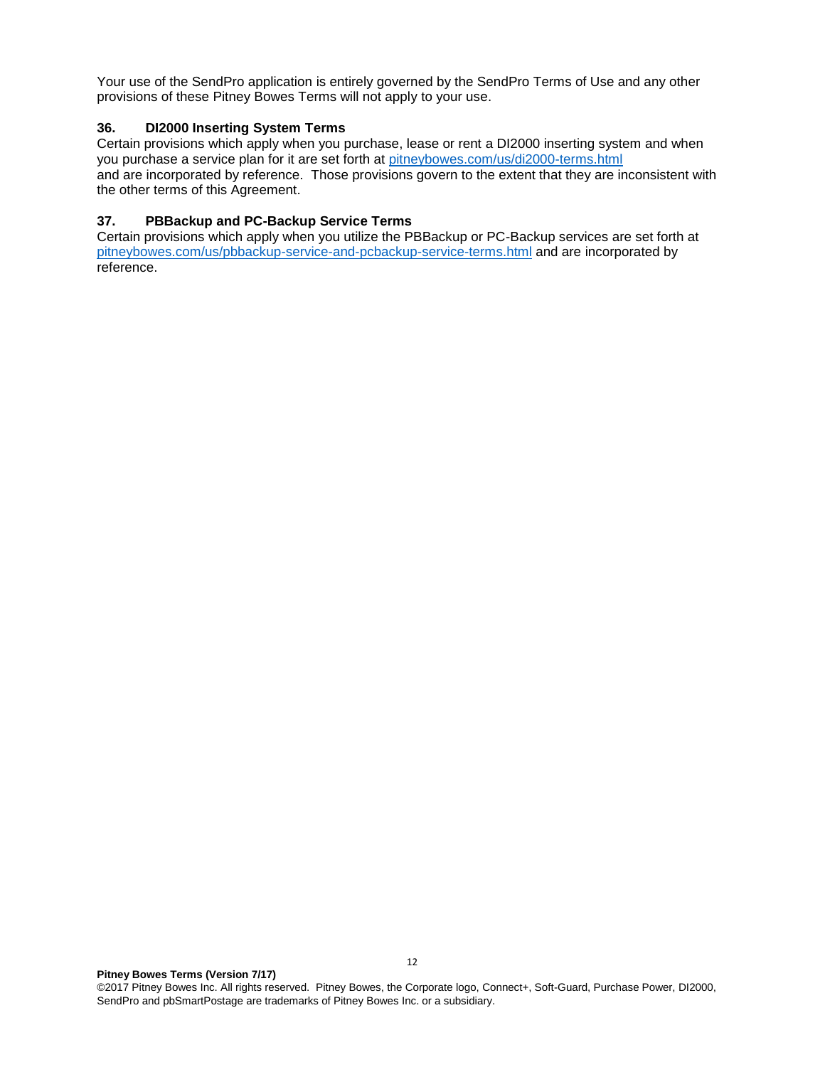Your use of the SendPro application is entirely governed by the SendPro Terms of Use and any other provisions of these Pitney Bowes Terms will not apply to your use.

### 36. DI2000 Inserting System Terms

Certain provisions which apply when you purchase, lease or rent a DI2000 inserting system and when you purchase a service plan for it are set forth at pitneybowes.com/us/di2000-terms.html and are incorporated by reference. Those provisions govern to the extent that they are inconsistent with the other terms of this Agreement.

### 37. PBBackup and PC-Backup Service Terms

Certain provisions which apply when you utilize the PBBackup or PC-Backup services are set forth at pitneybowes.com/us/pbbackup-service-and-pcbackup-service-terms.html and are incorporated by reference.